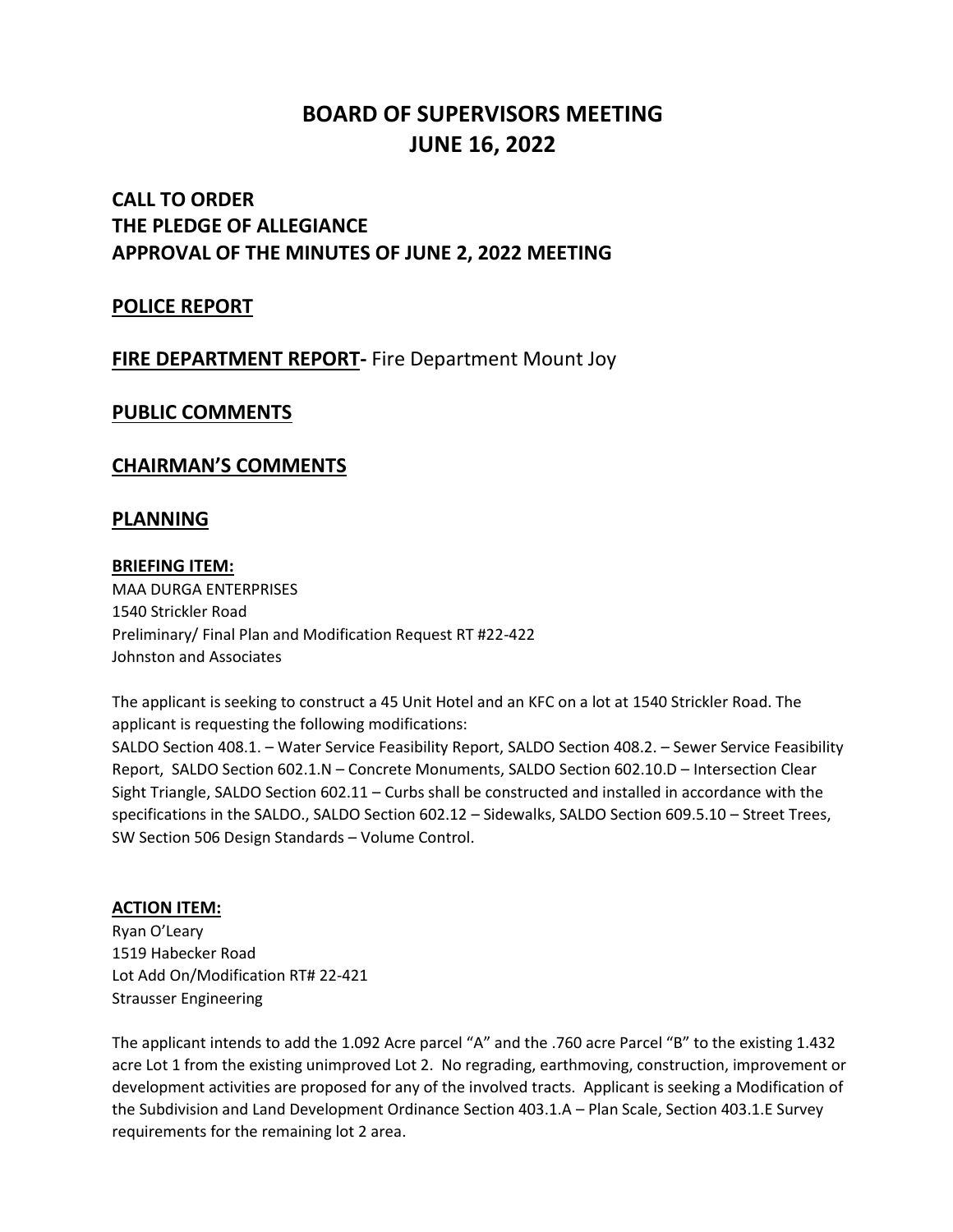# BOARD OF SUPERVISORS MEETING
# JUNE 16, 2022

## CALL TO ORDER
## THE PLEDGE OF ALLEGIANCE
## APPROVAL OF THE MINUTES OF JUNE 2, 2022 MEETING

## POLICE REPORT

## FIRE DEPARTMENT REPORT- Fire Department Mount Joy

## PUBLIC COMMENTS

## CHAIRMAN'S COMMENTS

## PLANNING

**BRIEFING ITEM:**

MAA DURGA ENTERPRISES
1540 Strickler Road
Preliminary/ Final Plan and Modification Request RT #22-422
Johnston and Associates

The applicant is seeking to construct a 45 Unit Hotel and an KFC on a lot at 1540 Strickler Road. The applicant is requesting the following modifications:
SALDO Section 408.1. – Water Service Feasibility Report, SALDO Section 408.2. – Sewer Service Feasibility Report, SALDO Section 602.1.N – Concrete Monuments, SALDO Section 602.10.D – Intersection Clear Sight Triangle, SALDO Section 602.11 – Curbs shall be constructed and installed in accordance with the specifications in the SALDO., SALDO Section 602.12 – Sidewalks, SALDO Section 609.5.10 – Street Trees, SW Section 506 Design Standards – Volume Control.

**ACTION ITEM:**

Ryan O'Leary
1519 Habecker Road
Lot Add On/Modification RT# 22-421
Strausser Engineering

The applicant intends to add the 1.092 Acre parcel "A" and the .760 acre Parcel "B" to the existing 1.432 acre Lot 1 from the existing unimproved Lot 2. No regrading, earthmoving, construction, improvement or development activities are proposed for any of the involved tracts. Applicant is seeking a Modification of the Subdivision and Land Development Ordinance Section 403.1.A – Plan Scale, Section 403.1.E Survey requirements for the remaining lot 2 area.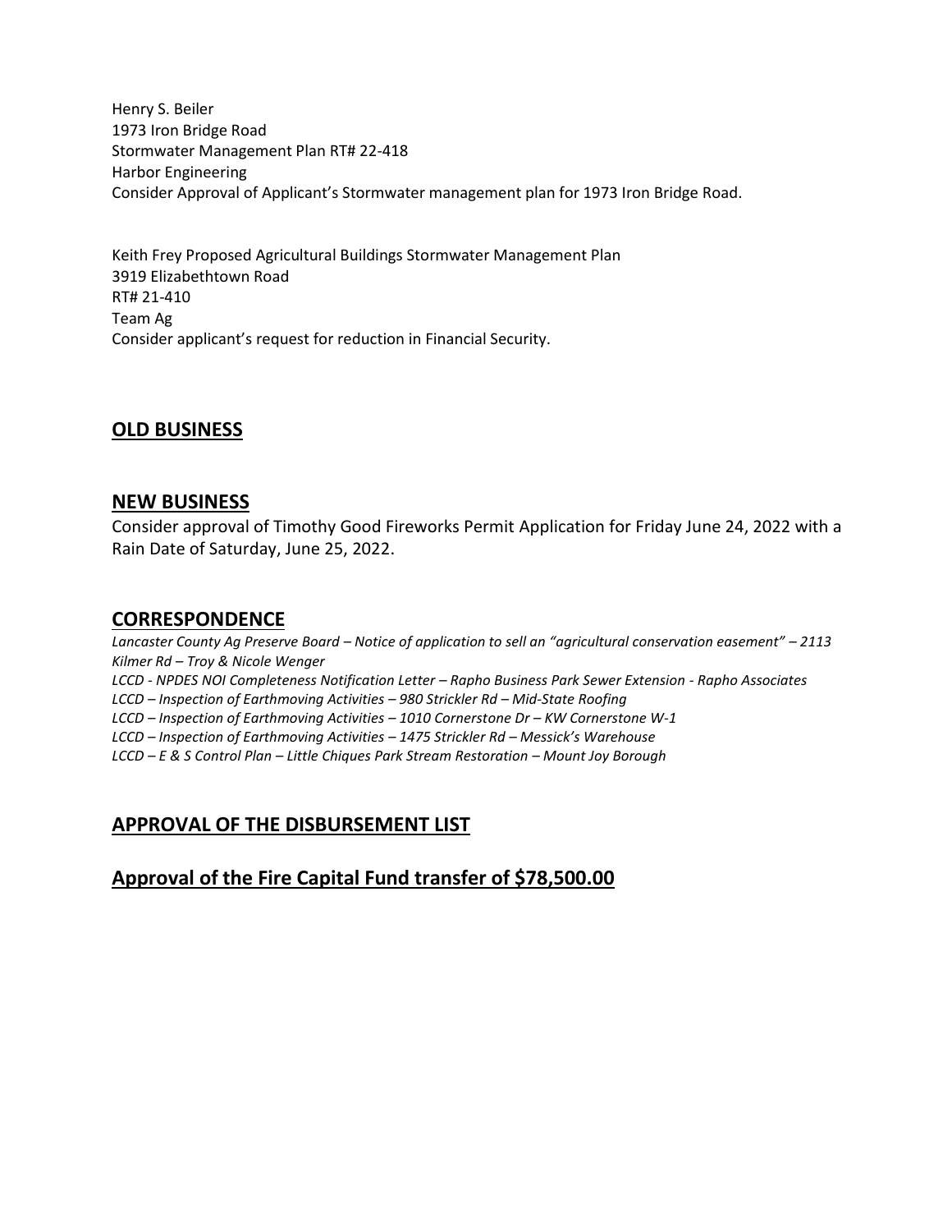Henry S. Beiler
1973 Iron Bridge Road
Stormwater Management Plan RT# 22-418
Harbor Engineering
Consider Approval of Applicant's Stormwater management plan for 1973 Iron Bridge Road.

Keith Frey Proposed Agricultural Buildings Stormwater Management Plan
3919 Elizabethtown Road
RT# 21-410
Team Ag
Consider applicant's request for reduction in Financial Security.

## OLD BUSINESS

## NEW BUSINESS

Consider approval of Timothy Good Fireworks Permit Application for Friday June 24, 2022 with a Rain Date of Saturday, June 25, 2022.

## CORRESPONDENCE

*Lancaster County Ag Preserve Board – Notice of application to sell an "agricultural conservation easement" – 2113 Kilmer Rd – Troy & Nicole Wenger*
*LCCD - NPDES NOI Completeness Notification Letter – Rapho Business Park Sewer Extension - Rapho Associates*
*LCCD – Inspection of Earthmoving Activities – 980 Strickler Rd – Mid-State Roofing*
*LCCD – Inspection of Earthmoving Activities – 1010 Cornerstone Dr – KW Cornerstone W-1*
*LCCD – Inspection of Earthmoving Activities – 1475 Strickler Rd – Messick's Warehouse*
*LCCD – E & S Control Plan – Little Chiques Park Stream Restoration – Mount Joy Borough*

## APPROVAL OF THE DISBURSEMENT LIST

## Approval of the Fire Capital Fund transfer of $78,500.00